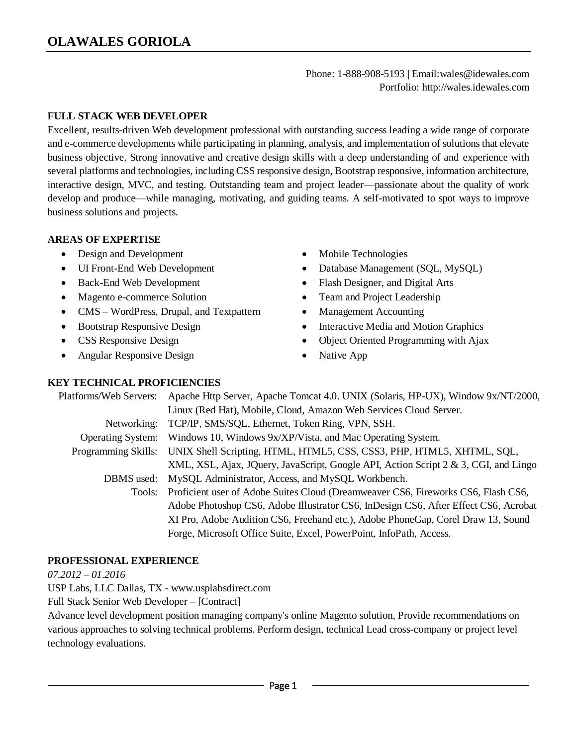# OLAWALES GORIOLA

Phone: 1-888-908-5193 | Email:wales@idewales.com
Portfolio: http://wales.idewales.com

## FULL STACK WEB DEVELOPER

Excellent, results-driven Web development professional with outstanding success leading a wide range of corporate and e-commerce developments while participating in planning, analysis, and implementation of solutions that elevate business objective. Strong innovative and creative design skills with a deep understanding of and experience with several platforms and technologies, including CSS responsive design, Bootstrap responsive, information architecture, interactive design, MVC, and testing. Outstanding team and project leader—passionate about the quality of work develop and produce—while managing, motivating, and guiding teams. A self-motivated to spot ways to improve business solutions and projects.

## AREAS OF EXPERTISE

- Design and Development
- UI Front-End Web Development
- Back-End Web Development
- Magento e-commerce Solution
- CMS – WordPress, Drupal, and Textpattern
- Bootstrap Responsive Design
- CSS Responsive Design
- Angular Responsive Design
- Mobile Technologies
- Database Management (SQL, MySQL)
- Flash Designer, and Digital Arts
- Team and Project Leadership
- Management Accounting
- Interactive Media and Motion Graphics
- Object Oriented Programming with Ajax
- Native App

## KEY TECHNICAL PROFICIENCIES

| | |
|---|---|
| Platforms/Web Servers: | Apache Http Server, Apache Tomcat 4.0. UNIX (Solaris, HP-UX), Window 9x/NT/2000, Linux (Red Hat), Mobile, Cloud, Amazon Web Services Cloud Server. |
| Networking: | TCP/IP, SMS/SQL, Ethernet, Token Ring, VPN, SSH. |
| Operating System: | Windows 10, Windows 9x/XP/Vista, and Mac Operating System. |
| Programming Skills: | UNIX Shell Scripting, HTML, HTML5, CSS, CSS3, PHP, HTML5, XHTML, SQL, XML, XSL, Ajax, JQuery, JavaScript, Google API, Action Script 2 & 3, CGI, and Lingo |
| DBMS used: | MySQL Administrator, Access, and MySQL Workbench. |
| Tools: | Proficient user of Adobe Suites Cloud (Dreamweaver CS6, Fireworks CS6, Flash CS6, Adobe Photoshop CS6, Adobe Illustrator CS6, InDesign CS6, After Effect CS6, Acrobat XI Pro, Adobe Audition CS6, Freehand etc.), Adobe PhoneGap, Corel Draw 13, Sound Forge, Microsoft Office Suite, Excel, PowerPoint, InfoPath, Access. |

## PROFESSIONAL EXPERIENCE

*07.2012 – 01.2016*
USP Labs, LLC Dallas, TX - www.usplabsdirect.com
Full Stack Senior Web Developer – [Contract]
Advance level development position managing company's online Magento solution, Provide recommendations on various approaches to solving technical problems. Perform design, technical Lead cross-company or project level technology evaluations.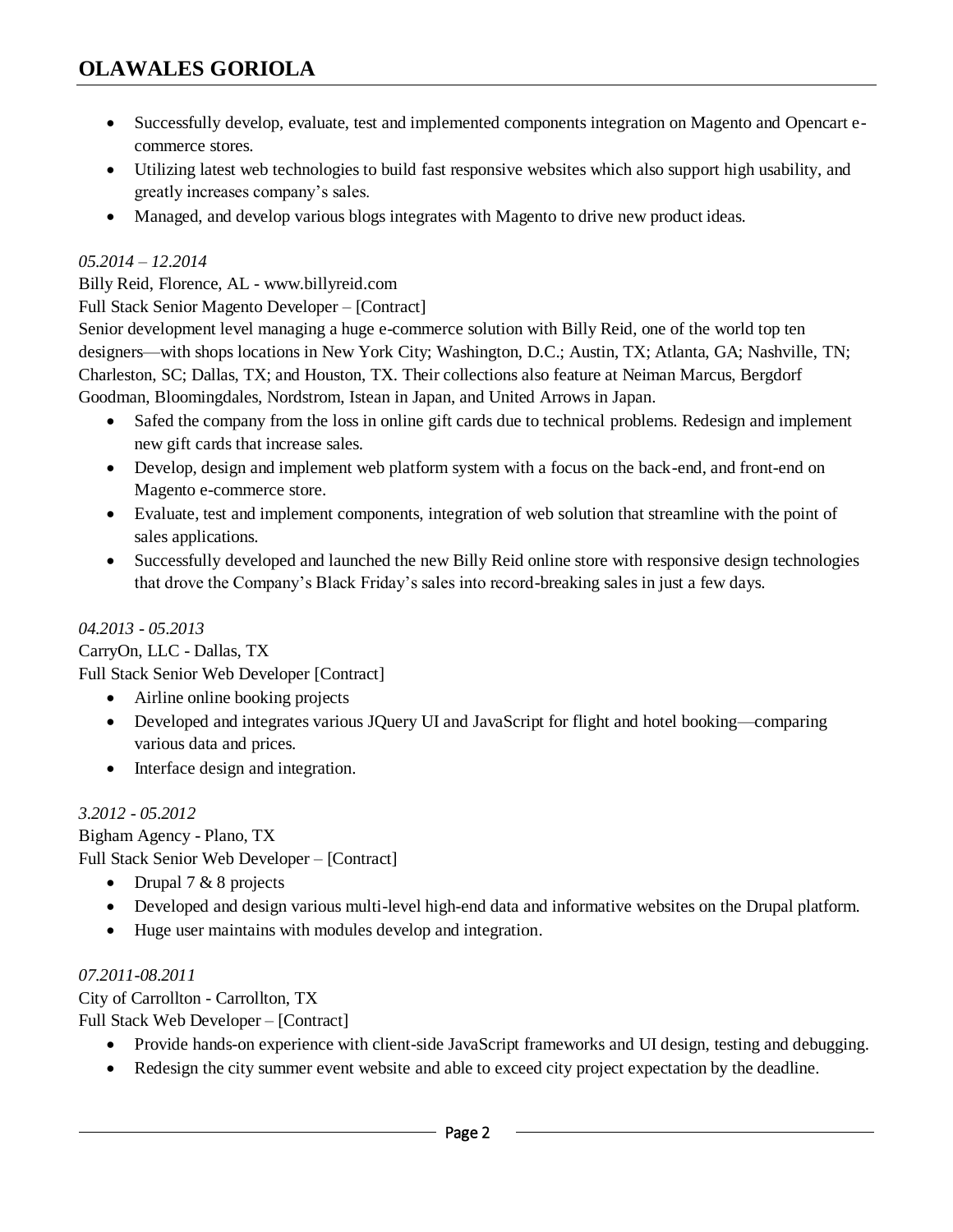- Successfully develop, evaluate, test and implemented components integration on Magento and Opencart e-commerce stores.
- Utilizing latest web technologies to build fast responsive websites which also support high usability, and greatly increases company's sales.
- Managed, and develop various blogs integrates with Magento to drive new product ideas.

*05.2014 – 12.2014*

Billy Reid, Florence, AL - www.billyreid.com

Full Stack Senior Magento Developer – [Contract]

Senior development level managing a huge e-commerce solution with Billy Reid, one of the world top ten designers—with shops locations in New York City; Washington, D.C.; Austin, TX; Atlanta, GA; Nashville, TN; Charleston, SC; Dallas, TX; and Houston, TX. Their collections also feature at Neiman Marcus, Bergdorf Goodman, Bloomingdales, Nordstrom, Istean in Japan, and United Arrows in Japan.

- Safed the company from the loss in online gift cards due to technical problems. Redesign and implement new gift cards that increase sales.
- Develop, design and implement web platform system with a focus on the back-end, and front-end on Magento e-commerce store.
- Evaluate, test and implement components, integration of web solution that streamline with the point of sales applications.
- Successfully developed and launched the new Billy Reid online store with responsive design technologies that drove the Company's Black Friday's sales into record-breaking sales in just a few days.

*04.2013 - 05.2013*

CarryOn, LLC - Dallas, TX

Full Stack Senior Web Developer [Contract]

- Airline online booking projects
- Developed and integrates various JQuery UI and JavaScript for flight and hotel booking—comparing various data and prices.
- Interface design and integration.

*3.2012 - 05.2012*

Bigham Agency - Plano, TX

Full Stack Senior Web Developer – [Contract]

- Drupal 7 & 8 projects
- Developed and design various multi-level high-end data and informative websites on the Drupal platform.
- Huge user maintains with modules develop and integration.

*07.2011-08.2011*

City of Carrollton - Carrollton, TX

Full Stack Web Developer – [Contract]

- Provide hands-on experience with client-side JavaScript frameworks and UI design, testing and debugging.
- Redesign the city summer event website and able to exceed city project expectation by the deadline.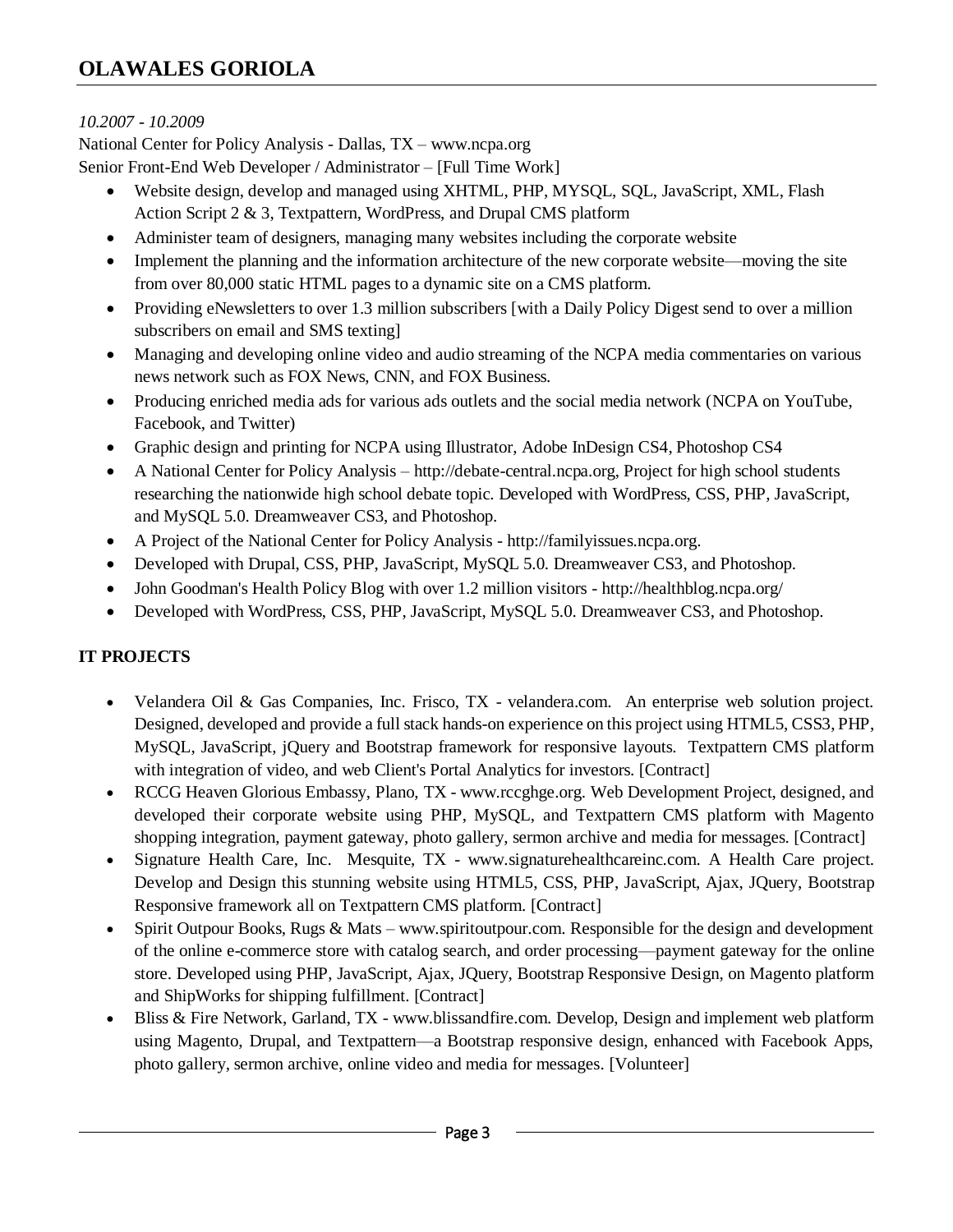*10.2007 - 10.2009*

National Center for Policy Analysis - Dallas, TX – www.ncpa.org
Senior Front-End Web Developer / Administrator – [Full Time Work]

- Website design, develop and managed using XHTML, PHP, MYSQL, SQL, JavaScript, XML, Flash Action Script 2 & 3, Textpattern, WordPress, and Drupal CMS platform
- Administer team of designers, managing many websites including the corporate website
- Implement the planning and the information architecture of the new corporate website—moving the site from over 80,000 static HTML pages to a dynamic site on a CMS platform.
- Providing eNewsletters to over 1.3 million subscribers [with a Daily Policy Digest send to over a million subscribers on email and SMS texting]
- Managing and developing online video and audio streaming of the NCPA media commentaries on various news network such as FOX News, CNN, and FOX Business.
- Producing enriched media ads for various ads outlets and the social media network (NCPA on YouTube, Facebook, and Twitter)
- Graphic design and printing for NCPA using Illustrator, Adobe InDesign CS4, Photoshop CS4
- A National Center for Policy Analysis – http://debate-central.ncpa.org, Project for high school students researching the nationwide high school debate topic. Developed with WordPress, CSS, PHP, JavaScript, and MySQL 5.0. Dreamweaver CS3, and Photoshop.
- A Project of the National Center for Policy Analysis - http://familyissues.ncpa.org.
- Developed with Drupal, CSS, PHP, JavaScript, MySQL 5.0. Dreamweaver CS3, and Photoshop.
- John Goodman's Health Policy Blog with over 1.2 million visitors - http://healthblog.ncpa.org/
- Developed with WordPress, CSS, PHP, JavaScript, MySQL 5.0. Dreamweaver CS3, and Photoshop.

**IT PROJECTS**

- Velandera Oil & Gas Companies, Inc. Frisco, TX - velandera.com. An enterprise web solution project. Designed, developed and provide a full stack hands-on experience on this project using HTML5, CSS3, PHP, MySQL, JavaScript, jQuery and Bootstrap framework for responsive layouts. Textpattern CMS platform with integration of video, and web Client's Portal Analytics for investors. [Contract]
- RCCG Heaven Glorious Embassy, Plano, TX - www.rccghge.org. Web Development Project, designed, and developed their corporate website using PHP, MySQL, and Textpattern CMS platform with Magento shopping integration, payment gateway, photo gallery, sermon archive and media for messages. [Contract]
- Signature Health Care, Inc. Mesquite, TX - www.signaturehealthcareinc.com. A Health Care project. Develop and Design this stunning website using HTML5, CSS, PHP, JavaScript, Ajax, JQuery, Bootstrap Responsive framework all on Textpattern CMS platform. [Contract]
- Spirit Outpour Books, Rugs & Mats – www.spiritoutpour.com. Responsible for the design and development of the online e-commerce store with catalog search, and order processing—payment gateway for the online store. Developed using PHP, JavaScript, Ajax, JQuery, Bootstrap Responsive Design, on Magento platform and ShipWorks for shipping fulfillment. [Contract]
- Bliss & Fire Network, Garland, TX - www.blissandfire.com. Develop, Design and implement web platform using Magento, Drupal, and Textpattern—a Bootstrap responsive design, enhanced with Facebook Apps, photo gallery, sermon archive, online video and media for messages. [Volunteer]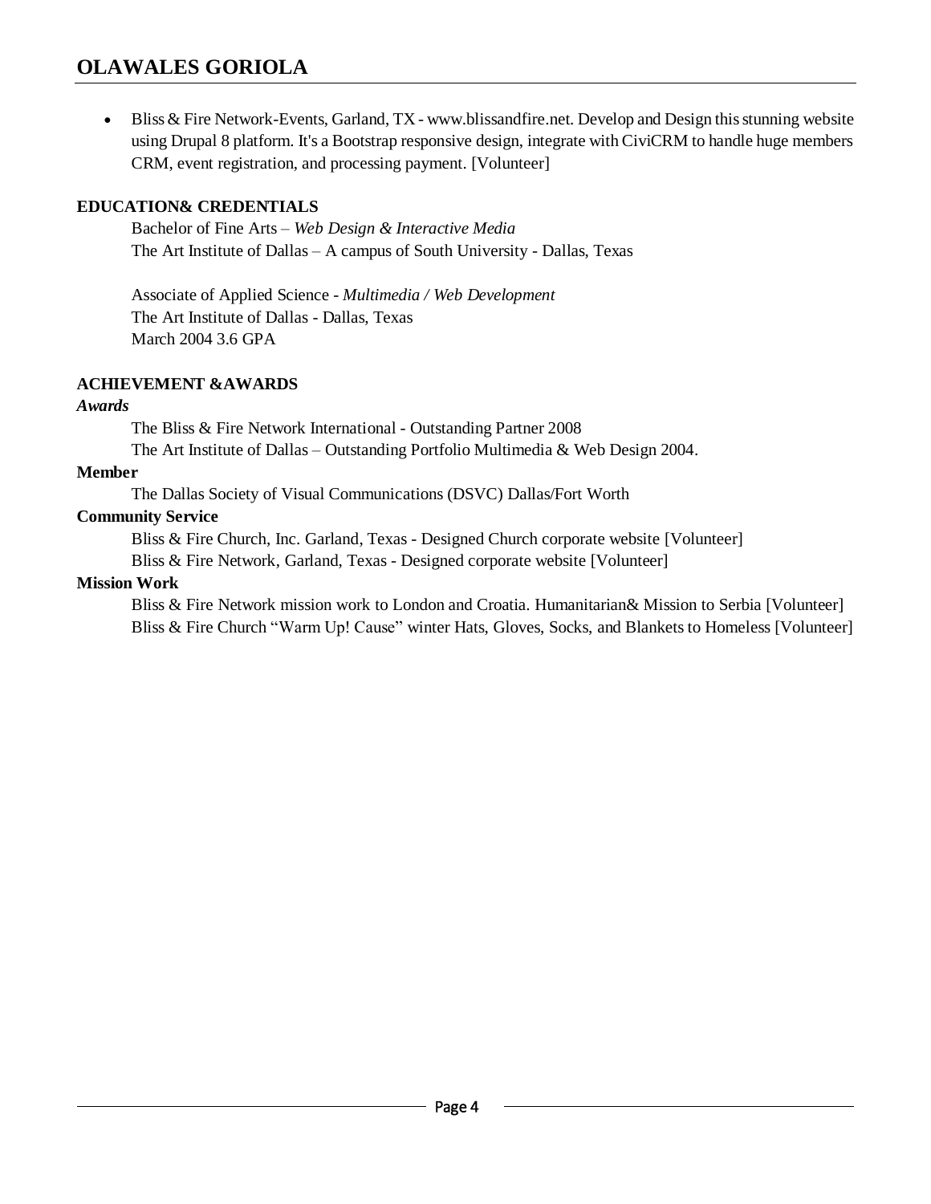- Bliss & Fire Network-Events, Garland, TX - www.blissandfire.net. Develop and Design this stunning website using Drupal 8 platform. It's a Bootstrap responsive design, integrate with CiviCRM to handle huge members CRM, event registration, and processing payment. [Volunteer]

**EDUCATION& CREDENTIALS**

Bachelor of Fine Arts – *Web Design & Interactive Media*
The Art Institute of Dallas – A campus of South University - Dallas, Texas

Associate of Applied Science - *Multimedia / Web Development*
The Art Institute of Dallas - Dallas, Texas
March 2004 3.6 GPA

**ACHIEVEMENT &AWARDS**

***Awards***

The Bliss & Fire Network International - Outstanding Partner 2008
The Art Institute of Dallas – Outstanding Portfolio Multimedia & Web Design 2004.

**Member**

The Dallas Society of Visual Communications (DSVC) Dallas/Fort Worth

**Community Service**

Bliss & Fire Church, Inc. Garland, Texas - Designed Church corporate website [Volunteer]
Bliss & Fire Network, Garland, Texas - Designed corporate website [Volunteer]

**Mission Work**

Bliss & Fire Network mission work to London and Croatia. Humanitarian& Mission to Serbia [Volunteer]
Bliss & Fire Church "Warm Up! Cause" winter Hats, Gloves, Socks, and Blankets to Homeless [Volunteer]